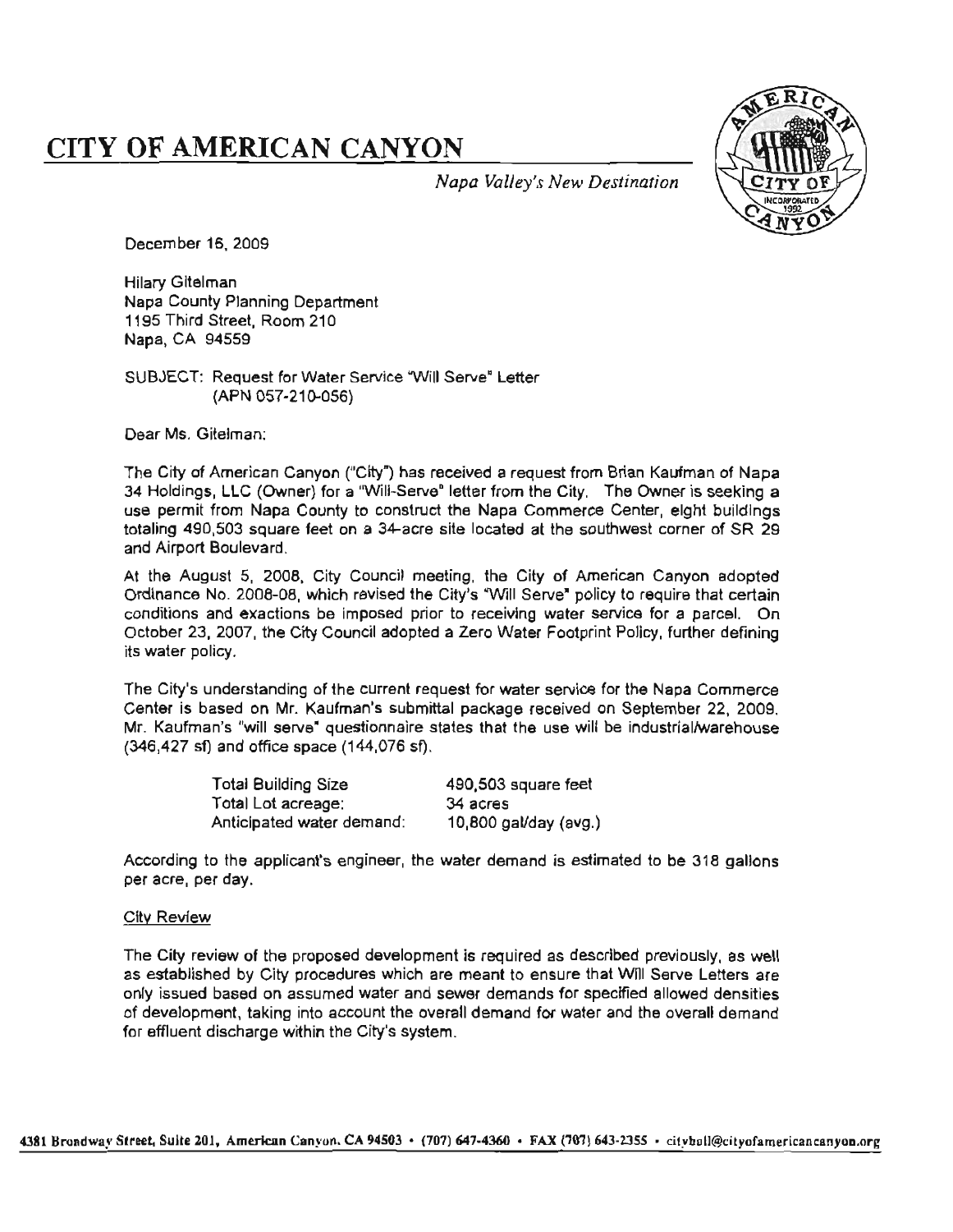# CITY OF AMERICAN CANYON

*Napa Valley's New Destination*

December 16, 2009

Hilary Gitelman
Napa County Planning Department
1195 Third Street, Room 210
Napa, CA 94559

SUBJECT: Request for Water Service "Will Serve" Letter
(APN 057-210-056)

Dear Ms. Gitelman:

The City of American Canyon ("City") has received a request from Brian Kaufman of Napa 34 Holdings, LLC (Owner) for a "Will-Serve" letter from the City. The Owner is seeking a use permit from Napa County to construct the Napa Commerce Center, eight buildings totaling 490,503 square feet on a 34-acre site located at the southwest corner of SR 29 and Airport Boulevard.

At the August 5, 2008, City Council meeting, the City of American Canyon adopted Ordinance No. 2008-08, which revised the City's "Will Serve" policy to require that certain conditions and exactions be imposed prior to receiving water service for a parcel. On October 23, 2007, the City Council adopted a Zero Water Footprint Policy, further defining its water policy.

The City's understanding of the current request for water service for the Napa Commerce Center is based on Mr. Kaufman's submittal package received on September 22, 2009. Mr. Kaufman's "will serve" questionnaire states that the use will be industrial/warehouse (346,427 sf) and office space (144,076 sf).

| | |
|---|---|
| Total Building Size | 490,503 square feet |
| Total Lot acreage: | 34 acres |
| Anticipated water demand: | 10,800 gal/day (avg.) |

According to the applicant's engineer, the water demand is estimated to be 318 gallons per acre, per day.

## City Review

The City review of the proposed development is required as described previously, as well as established by City procedures which are meant to ensure that Will Serve Letters are only issued based on assumed water and sewer demands for specified allowed densities of development, taking into account the overall demand for water and the overall demand for effluent discharge within the City's system.

4381 Broadway Street, Suite 201, American Canyon, CA 94503 • (707) 647-4360 • FAX (707) 643-2355 • cityhall@cityofamericancanyon.org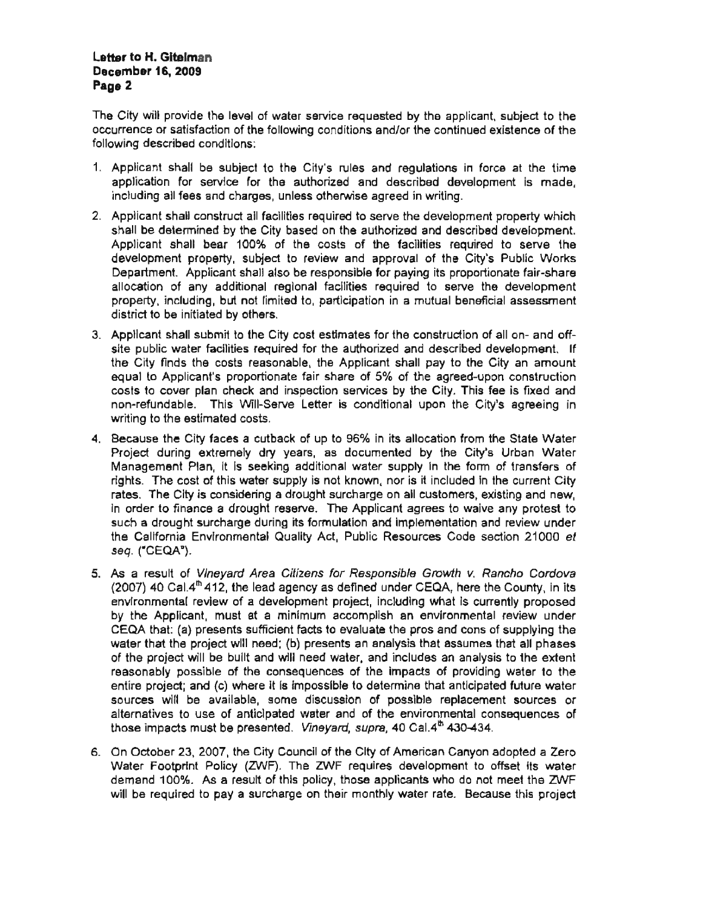The City will provide the level of water service requested by the applicant, subject to the occurrence or satisfaction of the following conditions and/or the continued existence of the following described conditions:

1. Applicant shall be subject to the City's rules and regulations in force at the time application for service for the authorized and described development is made, including all fees and charges, unless otherwise agreed in writing.
2. Applicant shall construct all facilities required to serve the development property which shall be determined by the City based on the authorized and described development. Applicant shall bear 100% of the costs of the facilities required to serve the development property, subject to review and approval of the City's Public Works Department. Applicant shall also be responsible for paying its proportionate fair-share allocation of any additional regional facilities required to serve the development property, including, but not limited to, participation in a mutual beneficial assessment district to be initiated by others.
3. Applicant shall submit to the City cost estimates for the construction of all on- and off-site public water facilities required for the authorized and described development. If the City finds the costs reasonable, the Applicant shall pay to the City an amount equal to Applicant's proportionate fair share of 5% of the agreed-upon construction costs to cover plan check and inspection services by the City. This fee is fixed and non-refundable. This Will-Serve Letter is conditional upon the City's agreeing in writing to the estimated costs.
4. Because the City faces a cutback of up to 96% in its allocation from the State Water Project during extremely dry years, as documented by the City's Urban Water Management Plan, it is seeking additional water supply in the form of transfers of rights. The cost of this water supply is not known, nor is it included in the current City rates. The City is considering a drought surcharge on all customers, existing and new, in order to finance a drought reserve. The Applicant agrees to waive any protest to such a drought surcharge during its formulation and implementation and review under the California Environmental Quality Act, Public Resources Code section 21000 *et seq.* ("CEQA").
5. As a result of *Vineyard Area Citizens for Responsible Growth v. Rancho Cordova* (2007) 40 Cal.4th 412, the lead agency as defined under CEQA, here the County, in its environmental review of a development project, including what is currently proposed by the Applicant, must at a minimum accomplish an environmental review under CEQA that: (a) presents sufficient facts to evaluate the pros and cons of supplying the water that the project will need; (b) presents an analysis that assumes that all phases of the project will be built and will need water, and includes an analysis to the extent reasonably possible of the consequences of the impacts of providing water to the entire project; and (c) where it is impossible to determine that anticipated future water sources will be available, some discussion of possible replacement sources or alternatives to use of anticipated water and of the environmental consequences of those impacts must be presented. *Vineyard, supra*, 40 Cal.4th 430-434.
6. On October 23, 2007, the City Council of the City of American Canyon adopted a Zero Water Footprint Policy (ZWF). The ZWF requires development to offset its water demand 100%. As a result of this policy, those applicants who do not meet the ZWF will be required to pay a surcharge on their monthly water rate. Because this project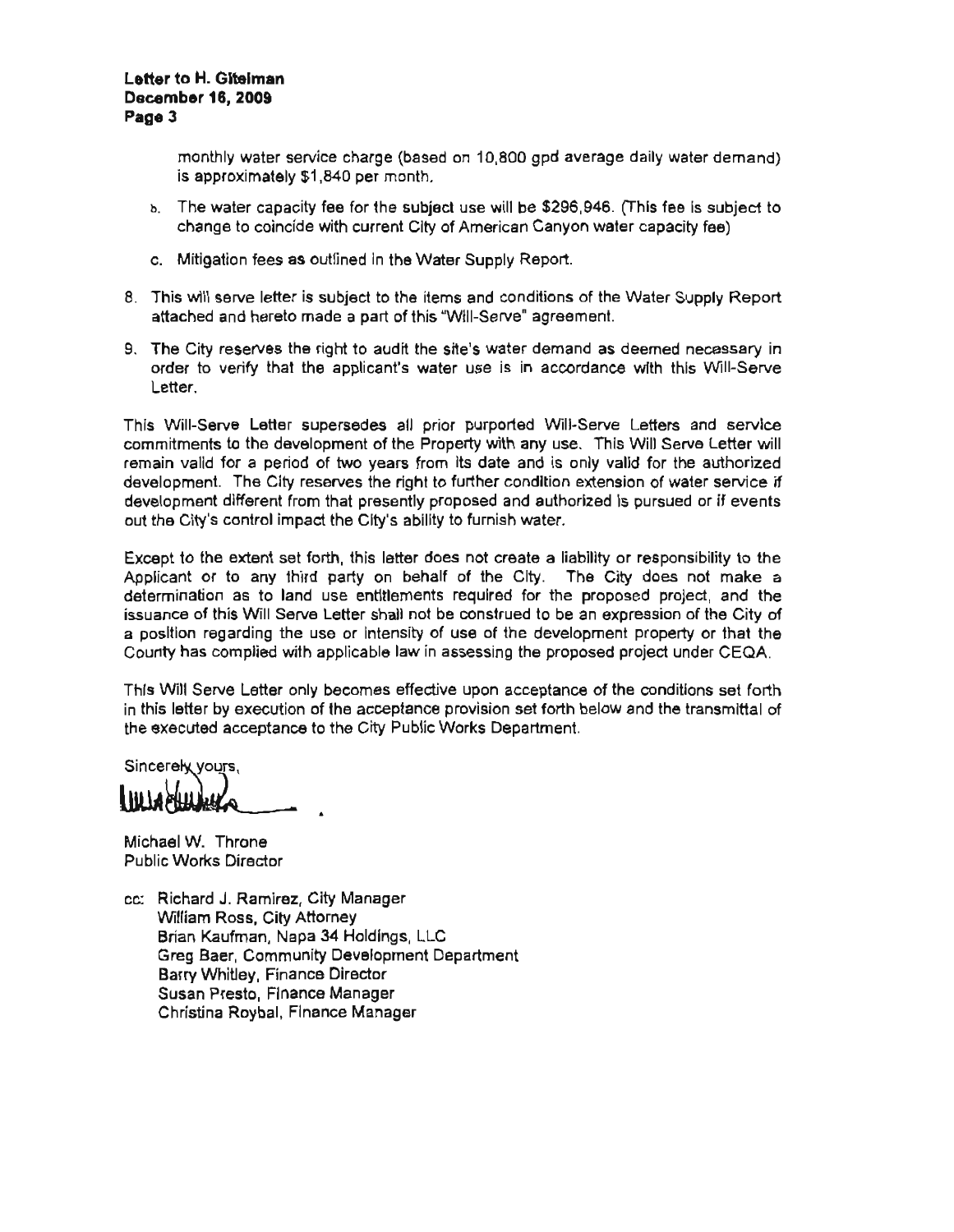monthly water service charge (based on 10,800 gpd average daily water demand) is approximately $1,840 per month.

b. The water capacity fee for the subject use will be $296,946. (This fee is subject to change to coincide with current City of American Canyon water capacity fee)

c. Mitigation fees as outlined in the Water Supply Report.

8. This will serve letter is subject to the items and conditions of the Water Supply Report attached and hereto made a part of this "Will-Serve" agreement.

9. The City reserves the right to audit the site's water demand as deemed necessary in order to verify that the applicant's water use is in accordance with this Will-Serve Letter.

This Will-Serve Letter supersedes all prior purported Will-Serve Letters and service commitments to the development of the Property with any use. This Will Serve Letter will remain valid for a period of two years from its date and is only valid for the authorized development. The City reserves the right to further condition extension of water service if development different from that presently proposed and authorized is pursued or if events out the City's control impact the City's ability to furnish water.

Except to the extent set forth, this letter does not create a liability or responsibility to the Applicant or to any third party on behalf of the City. The City does not make a determination as to land use entitlements required for the proposed project, and the issuance of this Will Serve Letter shall not be construed to be an expression of the City of a position regarding the use or intensity of use of the development property or that the County has complied with applicable law in assessing the proposed project under CEQA.

This Will Serve Letter only becomes effective upon acceptance of the conditions set forth in this letter by execution of the acceptance provision set forth below and the transmittal of the executed acceptance to the City Public Works Department.

Sincerely yours,

Michael W. Throne
Public Works Director

cc: Richard J. Ramirez, City Manager
William Ross, City Attorney
Brian Kaufman, Napa 34 Holdings, LLC
Greg Baer, Community Development Department
Barry Whitley, Finance Director
Susan Presto, Finance Manager
Christina Roybal, Finance Manager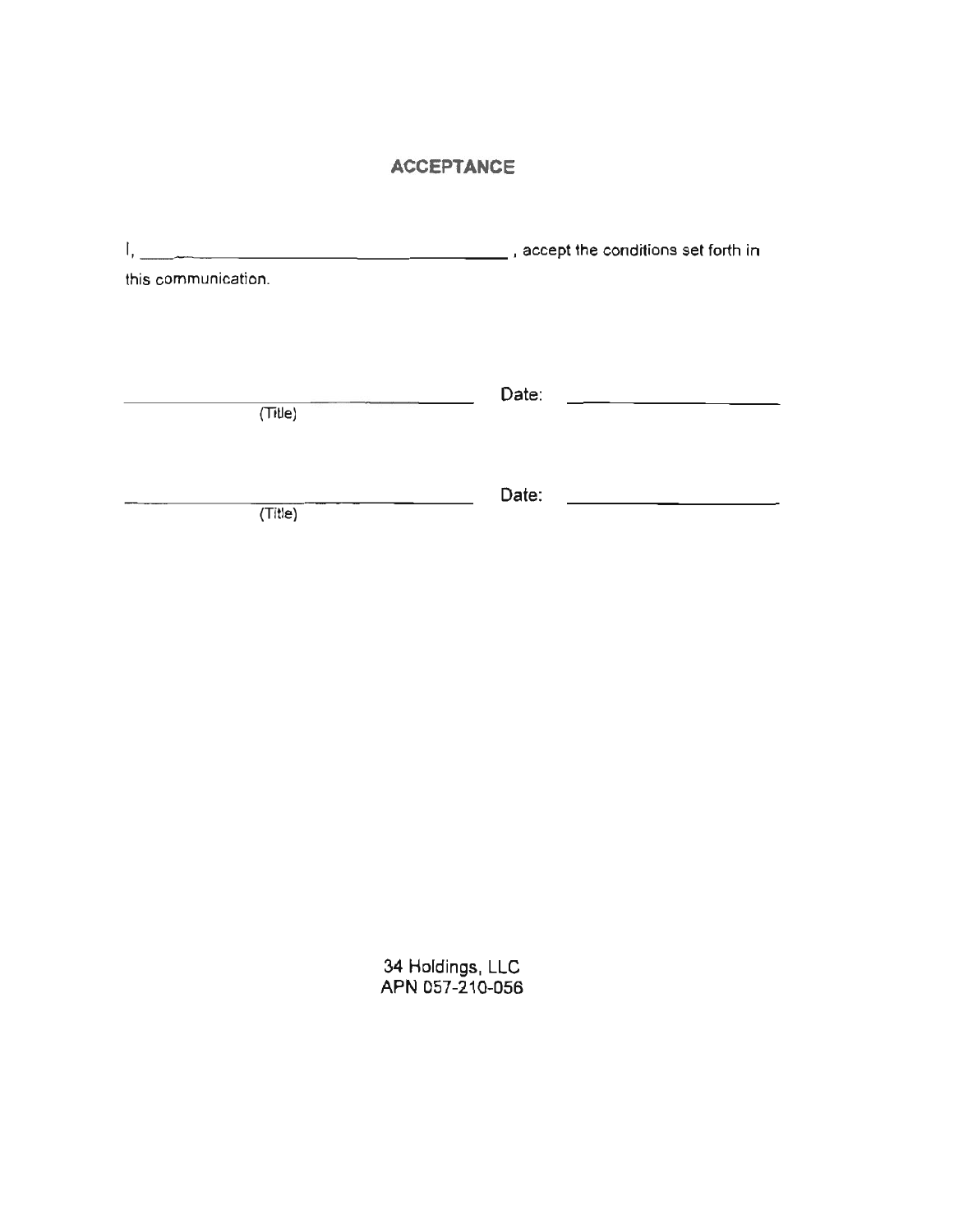## ACCEPTANCE

I, ______________________________________________ , accept the conditions set forth in this communication.

______________________________ Date: ____________________
(Title)

______________________________ Date: ____________________
(Title)

34 Holdings, LLC
APN 057-210-056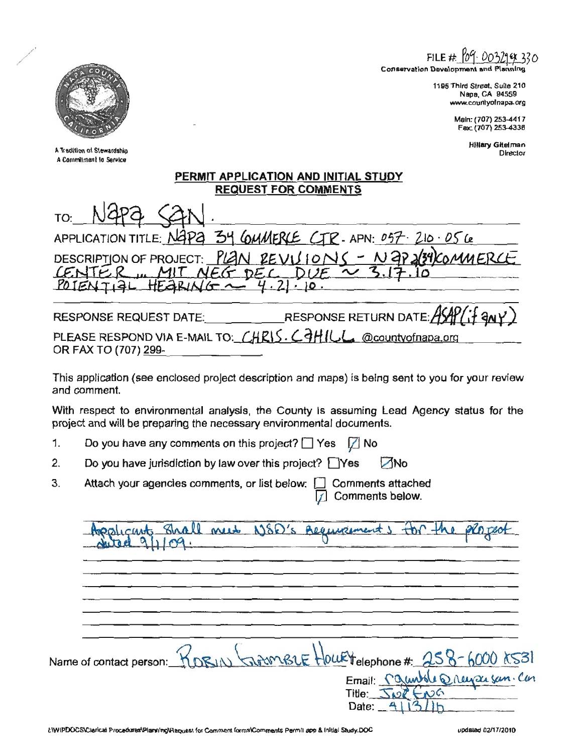FILE # P09-00329 x 330

Conservation Development and Planning

1195 Third Street, Suite 210
Napa, CA 94559
www.countyofnapa.org

Main: (707) 253-4417
Fax (707) 253-4336

Hillary Gitelman
Director

A Tradition of Stewardship
A Commitment to Service

## PERMIT APPLICATION AND INITIAL STUDY REQUEST FOR COMMENTS

TO: Napa SAN.

APPLICATION TITLE: Napa 34 Commerce CTR - APN: 057-210-056

DESCRIPTION OF PROJECT: PLAN REVISIONS - Napa (34) Commerce Center ... MIT NEG DEC DUE ~ 3.17.10 POTENTIAL HEARING ~ 4.21.10.

RESPONSE REQUEST DATE: \_\_\_\_\_\_\_\_ RESPONSE RETURN DATE: ASAP (if any)

PLEASE RESPOND VIA E-MAIL TO: CHRIS.CAHILL@countyofnapa.org OR FAX TO (707) 299-\_\_\_\_\_\_

This application (see enclosed project description and maps) is being sent to you for your review and comment.

With respect to environmental analysis, the County is assuming Lead Agency status for the project and will be preparing the necessary environmental documents.

1. Do you have any comments on this project? ☐ Yes ☑ No
2. Do you have jurisdiction by law over this project? ☐ Yes ☑ No
3. Attach your agencies comments, or list below: ☐ Comments attached ☑ Comments below.

Applicant shall meet NSD's Requirements for the project dated 9/1/09.

Name of contact person: Robin Gamble Houey Telephone #: 258-6000 x531

Email: rgamble@napasan.com

Title: Jr. Eng

Date: 4/13/10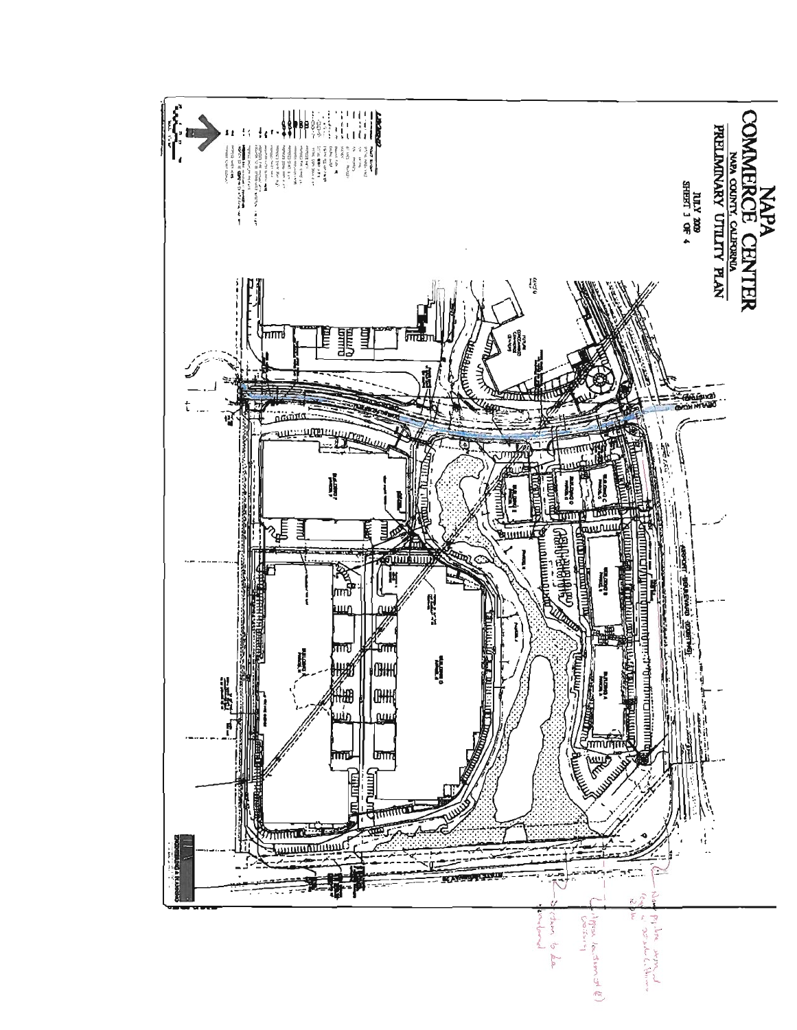# NAPA COMMERCE CENTER

NAPA COUNTY, CALIFORNIA

## PRELIMINARY UTILITY PLAN

JULY 2009

SHEET 3 OF 4

LEGEND

DEVLIN ROAD

AIRPORT BOULEVARD

BUILDING A

BUILDING B

BUILDING C

BUILDING D

BUILDING E

BUILDING F

BUILDING G

BUILDING H